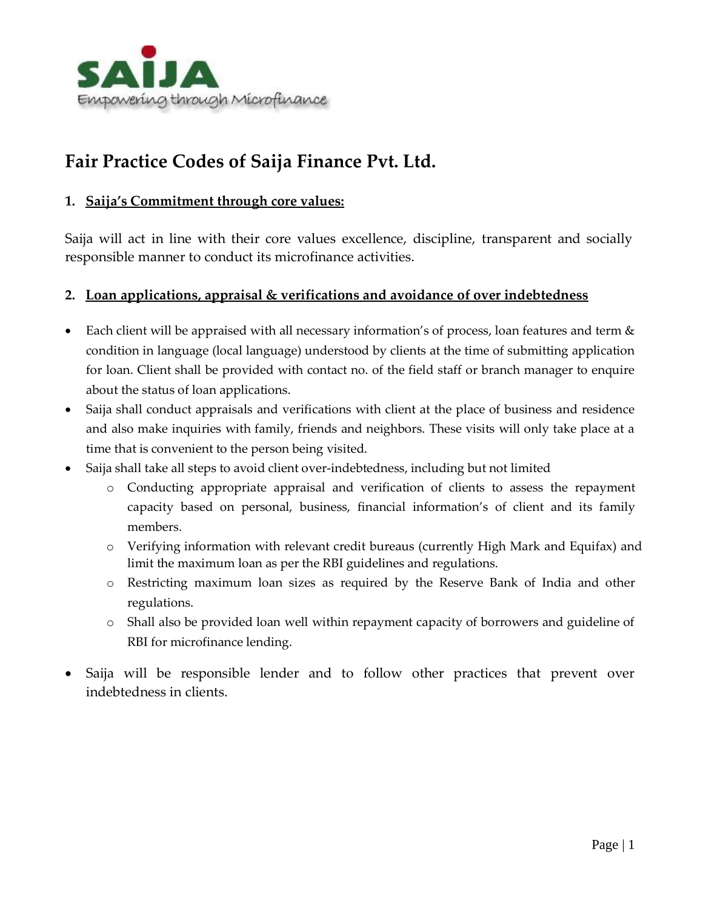# Fair Practice Codes of Saija Finance Pvt. Ltd.

## 1. Saija's Commitment through core values:

Saija will act in line with their core values excellence, discipline, transparent and socially responsible manner to conduct its microfinance activities.

## 2. Loan applications, appraisal & verifications and avoidance of over indebtedness

- Each client will be appraised with all necessary information's of process, loan features and term & condition in language (local language) understood by clients at the time of submitting application for loan. Client shall be provided with contact no. of the field staff or branch manager to enquire about the status of loan applications.
- Saija shall conduct appraisals and verifications with client at the place of business and residence and also make inquiries with family, friends and neighbors. These visits will only take place at a time that is convenient to the person being visited.
- Saija shall take all steps to avoid client over-indebtedness, including but not limited
  - Conducting appropriate appraisal and verification of clients to assess the repayment capacity based on personal, business, financial information's of client and its family members.
  - Verifying information with relevant credit bureaus (currently High Mark and Equifax) and limit the maximum loan as per the RBI guidelines and regulations.
  - Restricting maximum loan sizes as required by the Reserve Bank of India and other regulations.
  - Shall also be provided loan well within repayment capacity of borrowers and guideline of RBI for microfinance lending.
- Saija will be responsible lender and to follow other practices that prevent over indebtedness in clients.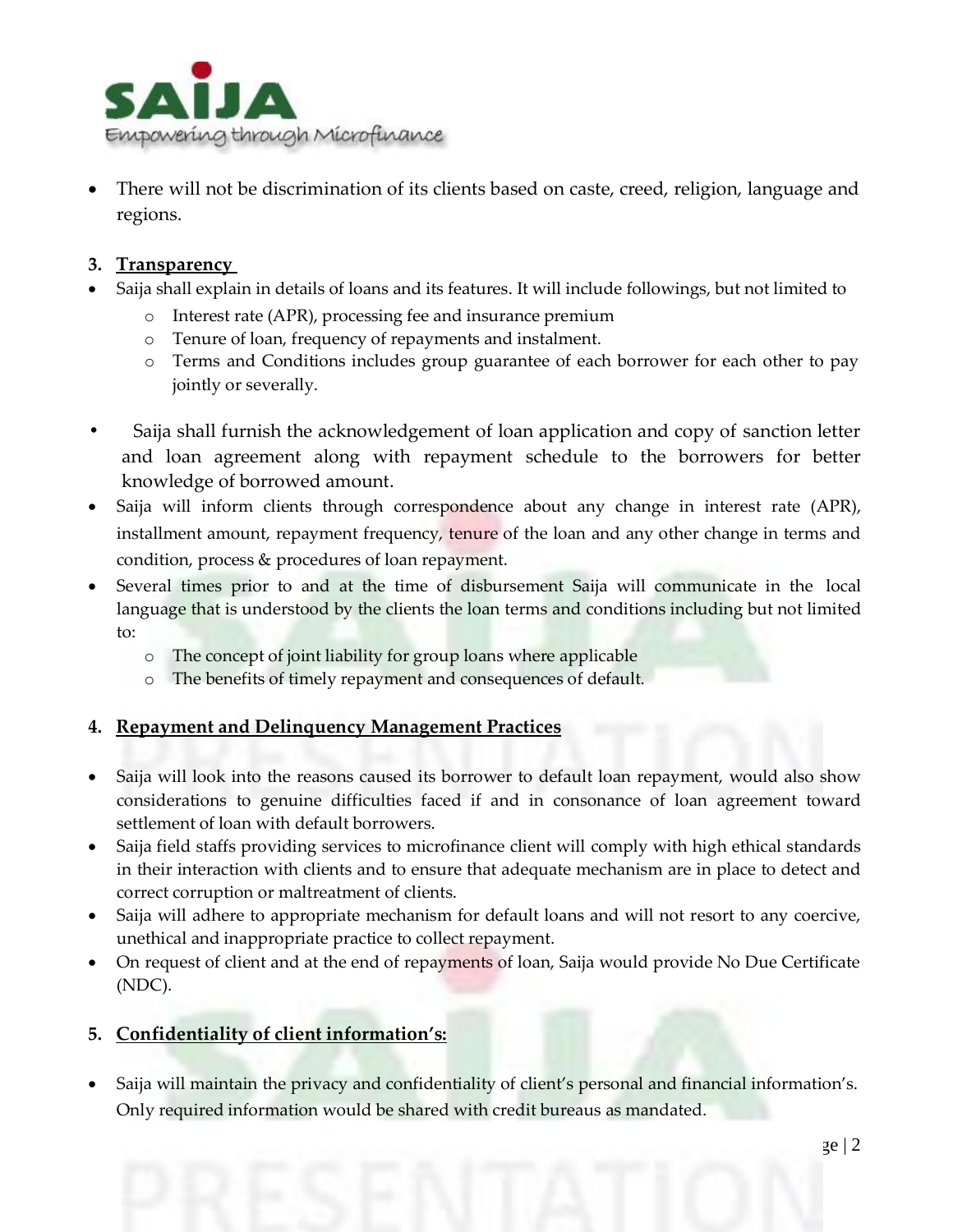- There will not be discrimination of its clients based on caste, creed, religion, language and regions.

3. **Transparency**

- Saija shall explain in details of loans and its features. It will include followings, but not limited to
  - Interest rate (APR), processing fee and insurance premium
  - Tenure of loan, frequency of repayments and instalment.
  - Terms and Conditions includes group guarantee of each borrower for each other to pay jointly or severally.
- Saija shall furnish the acknowledgement of loan application and copy of sanction letter and loan agreement along with repayment schedule to the borrowers for better knowledge of borrowed amount.
- Saija will inform clients through correspondence about any change in interest rate (APR), installment amount, repayment frequency, tenure of the loan and any other change in terms and condition, process & procedures of loan repayment.
- Several times prior to and at the time of disbursement Saija will communicate in the local language that is understood by the clients the loan terms and conditions including but not limited to:
  - The concept of joint liability for group loans where applicable
  - The benefits of timely repayment and consequences of default.

4. **Repayment and Delinquency Management Practices**

- Saija will look into the reasons caused its borrower to default loan repayment, would also show considerations to genuine difficulties faced if and in consonance of loan agreement toward settlement of loan with default borrowers.
- Saija field staffs providing services to microfinance client will comply with high ethical standards in their interaction with clients and to ensure that adequate mechanism are in place to detect and correct corruption or maltreatment of clients.
- Saija will adhere to appropriate mechanism for default loans and will not resort to any coercive, unethical and inappropriate practice to collect repayment.
- On request of client and at the end of repayments of loan, Saija would provide No Due Certificate (NDC).

5. **Confidentiality of client information's:**

- Saija will maintain the privacy and confidentiality of client's personal and financial information's. Only required information would be shared with credit bureaus as mandated.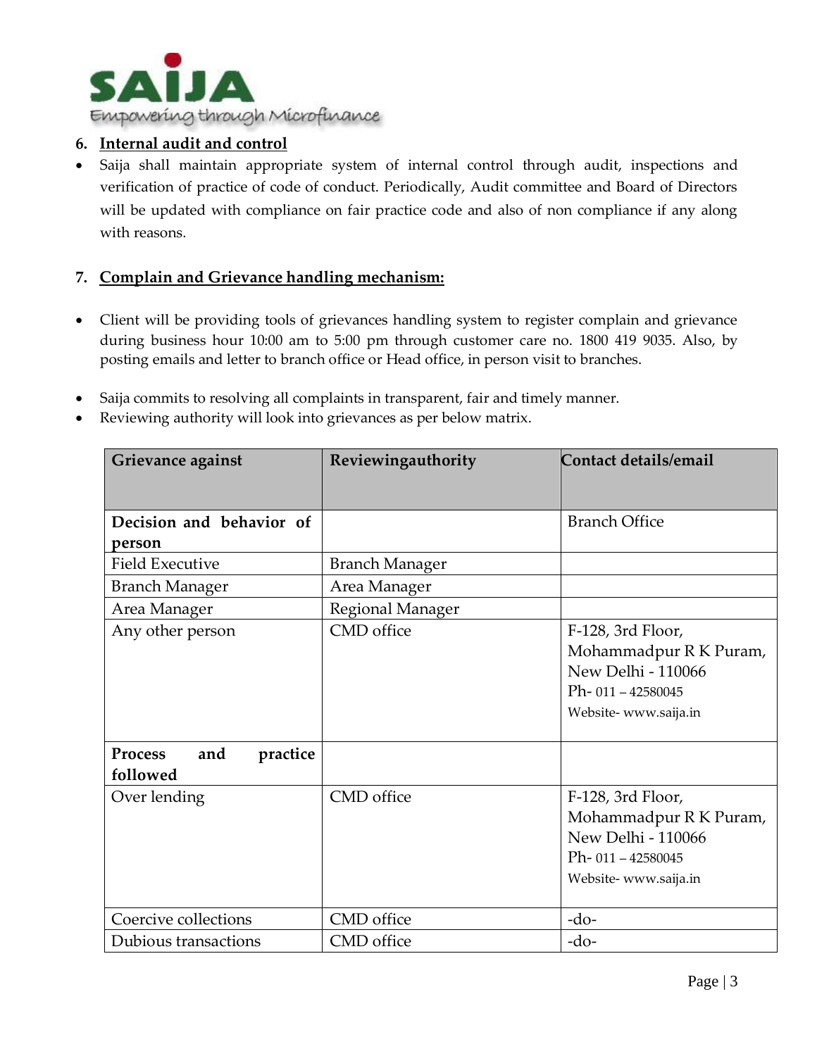## 6. Internal audit and control

- Saija shall maintain appropriate system of internal control through audit, inspections and verification of practice of code of conduct. Periodically, Audit committee and Board of Directors will be updated with compliance on fair practice code and also of non compliance if any along with reasons.

## 7. Complain and Grievance handling mechanism:

- Client will be providing tools of grievances handling system to register complain and grievance during business hour 10:00 am to 5:00 pm through customer care no. 1800 419 9035. Also, by posting emails and letter to branch office or Head office, in person visit to branches.

- Saija commits to resolving all complaints in transparent, fair and timely manner.
- Reviewing authority will look into grievances as per below matrix.

| Grievance against | Reviewingauthority | Contact details/email |
|---|---|---|
| **Decision and behavior of person** | | Branch Office |
| Field Executive | Branch Manager | |
| Branch Manager | Area Manager | |
| Area Manager | Regional Manager | |
| Any other person | CMD office | F-128, 3rd Floor, Mohammadpur R K Puram, New Delhi - 110066<br>Ph- 011 – 42580045<br>Website- www.saija.in |
| **Process and practice followed** | | |
| Over lending | CMD office | F-128, 3rd Floor, Mohammadpur R K Puram, New Delhi - 110066<br>Ph- 011 – 42580045<br>Website- www.saija.in |
| Coercive collections | CMD office | -do- |
| Dubious transactions | CMD office | -do- |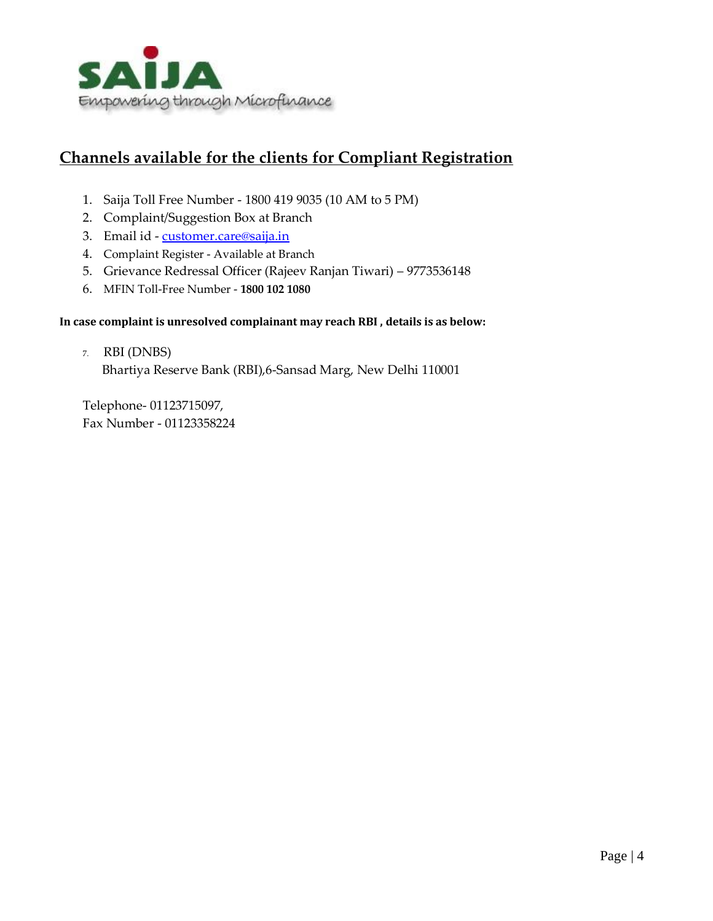SAIJA

Empowering through Microfinance

## Channels available for the clients for Compliant Registration

1. Saija Toll Free Number - 1800 419 9035 (10 AM to 5 PM)
2. Complaint/Suggestion Box at Branch
3. Email id - customer.care@saija.in
4. Complaint Register - Available at Branch
5. Grievance Redressal Officer (Rajeev Ranjan Tiwari) – 9773536148
6. MFIN Toll-Free Number - **1800 102 1080**

**In case complaint is unresolved complainant may reach RBI , details is as below:**

7. RBI (DNBS)
   Bhartiya Reserve Bank (RBI),6-Sansad Marg, New Delhi 110001

Telephone- 01123715097,
Fax Number - 01123358224